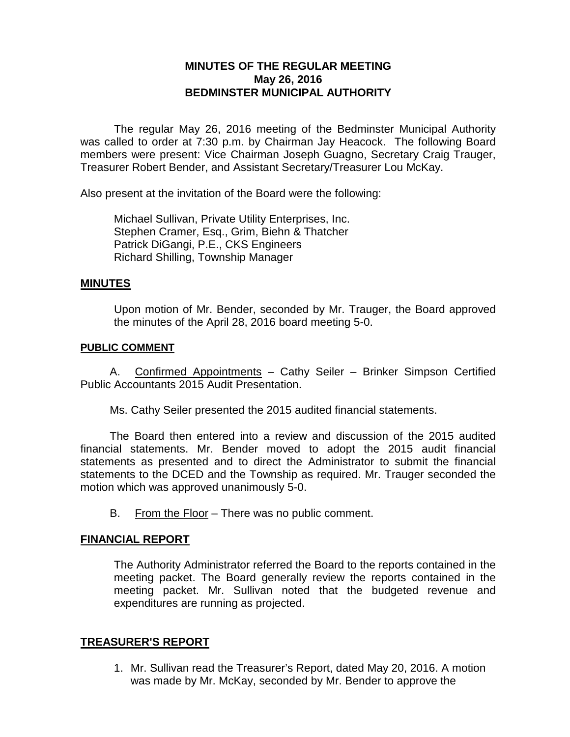**MINUTES OF THE REGULAR MEETING**
**May 26, 2016**
**BEDMINSTER MUNICIPAL AUTHORITY**

The regular May 26, 2016 meeting of the Bedminster Municipal Authority was called to order at 7:30 p.m. by Chairman Jay Heacock. The following Board members were present: Vice Chairman Joseph Guagno, Secretary Craig Trauger, Treasurer Robert Bender, and Assistant Secretary/Treasurer Lou McKay.

Also present at the invitation of the Board were the following:

Michael Sullivan, Private Utility Enterprises, Inc.
Stephen Cramer, Esq., Grim, Biehn & Thatcher
Patrick DiGangi, P.E., CKS Engineers
Richard Shilling, Township Manager

## MINUTES

Upon motion of Mr. Bender, seconded by Mr. Trauger, the Board approved the minutes of the April 28, 2016 board meeting 5-0.

## PUBLIC COMMENT

A. Confirmed Appointments – Cathy Seiler – Brinker Simpson Certified Public Accountants 2015 Audit Presentation.

Ms. Cathy Seiler presented the 2015 audited financial statements.

The Board then entered into a review and discussion of the 2015 audited financial statements. Mr. Bender moved to adopt the 2015 audit financial statements as presented and to direct the Administrator to submit the financial statements to the DCED and the Township as required. Mr. Trauger seconded the motion which was approved unanimously 5-0.

B. From the Floor – There was no public comment.

## FINANCIAL REPORT

The Authority Administrator referred the Board to the reports contained in the meeting packet. The Board generally review the reports contained in the meeting packet. Mr. Sullivan noted that the budgeted revenue and expenditures are running as projected.

## TREASURER'S REPORT

1. Mr. Sullivan read the Treasurer's Report, dated May 20, 2016. A motion was made by Mr. McKay, seconded by Mr. Bender to approve the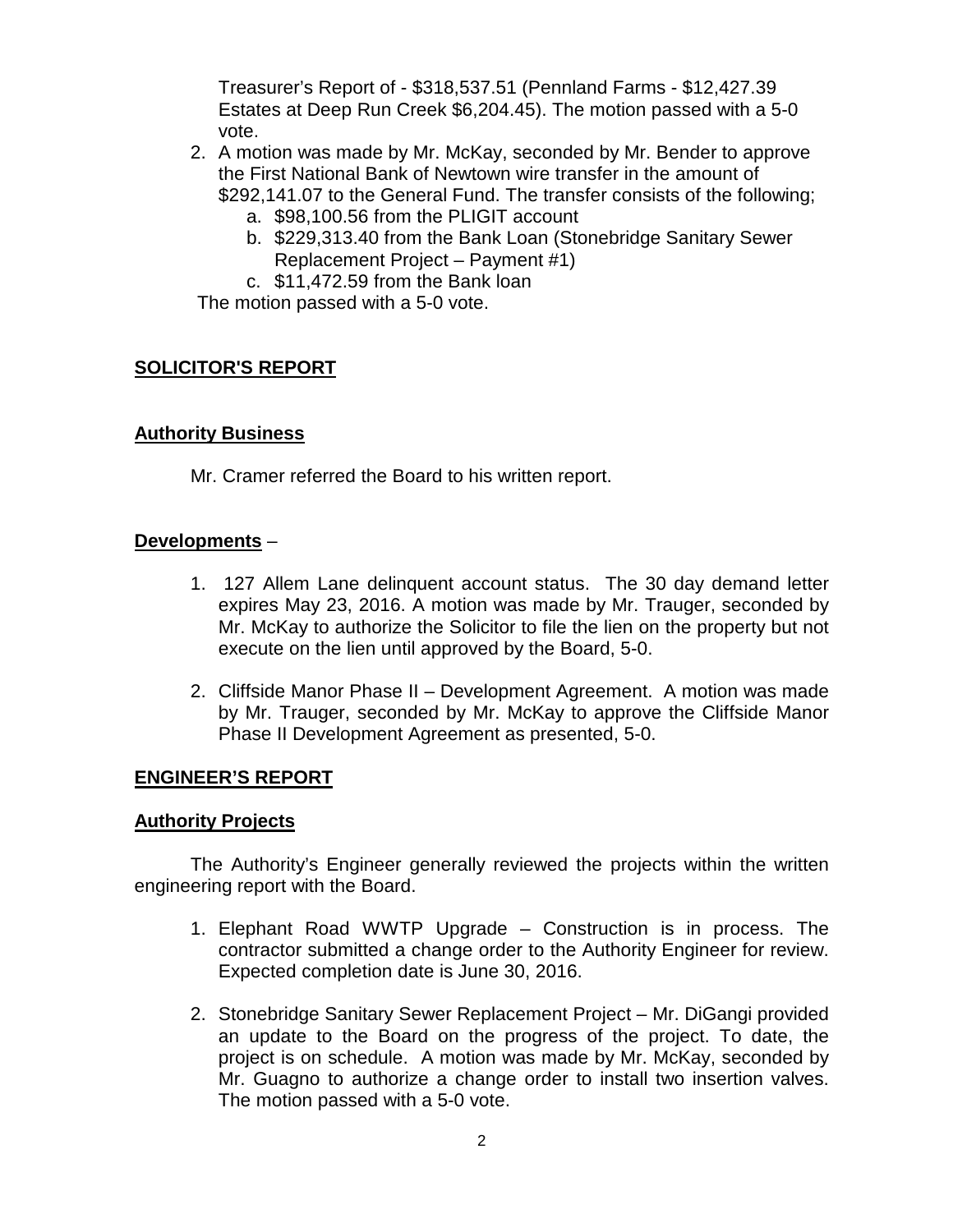Treasurer's Report of - \$318,537.51 (Pennland Farms - \$12,427.39 Estates at Deep Run Creek \$6,204.45). The motion passed with a 5-0 vote.

2. A motion was made by Mr. McKay, seconded by Mr. Bender to approve the First National Bank of Newtown wire transfer in the amount of \$292,141.07 to the General Fund. The transfer consists of the following;
   a. \$98,100.56 from the PLIGIT account
   b. \$229,313.40 from the Bank Loan (Stonebridge Sanitary Sewer Replacement Project – Payment #1)
   c. \$11,472.59 from the Bank loan

The motion passed with a 5-0 vote.

## SOLICITOR'S REPORT

### Authority Business

Mr. Cramer referred the Board to his written report.

### Developments –

1. 127 Allem Lane delinquent account status. The 30 day demand letter expires May 23, 2016. A motion was made by Mr. Trauger, seconded by Mr. McKay to authorize the Solicitor to file the lien on the property but not execute on the lien until approved by the Board, 5-0.

2. Cliffside Manor Phase II – Development Agreement. A motion was made by Mr. Trauger, seconded by Mr. McKay to approve the Cliffside Manor Phase II Development Agreement as presented, 5-0.

## ENGINEER'S REPORT

### Authority Projects

The Authority's Engineer generally reviewed the projects within the written engineering report with the Board.

1. Elephant Road WWTP Upgrade – Construction is in process. The contractor submitted a change order to the Authority Engineer for review. Expected completion date is June 30, 2016.

2. Stonebridge Sanitary Sewer Replacement Project – Mr. DiGangi provided an update to the Board on the progress of the project. To date, the project is on schedule. A motion was made by Mr. McKay, seconded by Mr. Guagno to authorize a change order to install two insertion valves. The motion passed with a 5-0 vote.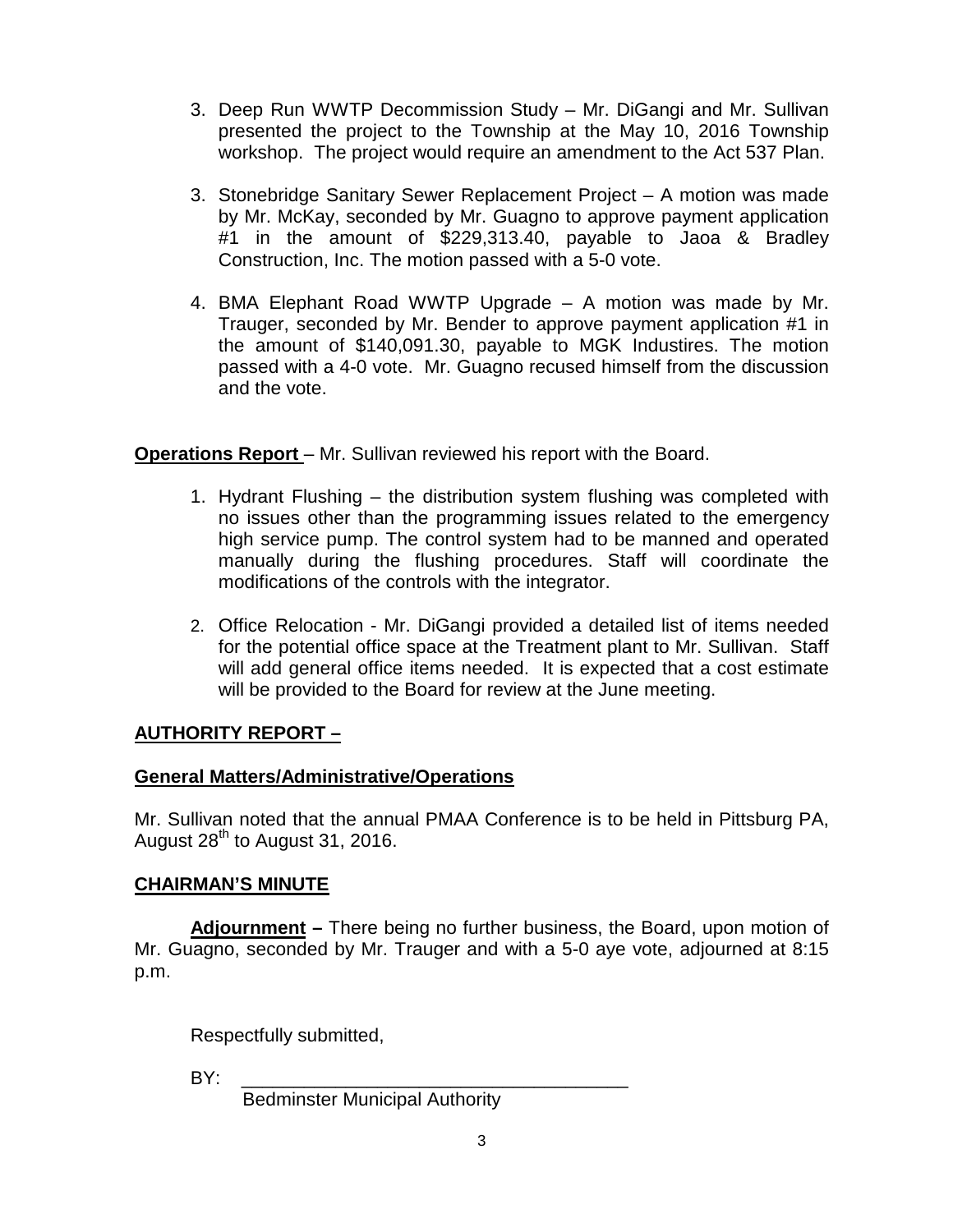3. Deep Run WWTP Decommission Study – Mr. DiGangi and Mr. Sullivan presented the project to the Township at the May 10, 2016 Township workshop. The project would require an amendment to the Act 537 Plan.

3. Stonebridge Sanitary Sewer Replacement Project – A motion was made by Mr. McKay, seconded by Mr. Guagno to approve payment application #1 in the amount of $229,313.40, payable to Jaoa & Bradley Construction, Inc. The motion passed with a 5-0 vote.

4. BMA Elephant Road WWTP Upgrade – A motion was made by Mr. Trauger, seconded by Mr. Bender to approve payment application #1 in the amount of $140,091.30, payable to MGK Industires. The motion passed with a 4-0 vote. Mr. Guagno recused himself from the discussion and the vote.

**Operations Report** – Mr. Sullivan reviewed his report with the Board.

1. Hydrant Flushing – the distribution system flushing was completed with no issues other than the programming issues related to the emergency high service pump. The control system had to be manned and operated manually during the flushing procedures. Staff will coordinate the modifications of the controls with the integrator.

2. Office Relocation - Mr. DiGangi provided a detailed list of items needed for the potential office space at the Treatment plant to Mr. Sullivan. Staff will add general office items needed. It is expected that a cost estimate will be provided to the Board for review at the June meeting.

**AUTHORITY REPORT –**

**General Matters/Administrative/Operations**

Mr. Sullivan noted that the annual PMAA Conference is to be held in Pittsburg PA, August 28th to August 31, 2016.

**CHAIRMAN'S MINUTE**

**Adjournment –** There being no further business, the Board, upon motion of Mr. Guagno, seconded by Mr. Trauger and with a 5-0 aye vote, adjourned at 8:15 p.m.

Respectfully submitted,

BY: \_\_\_\_\_\_\_\_\_\_\_\_\_\_\_\_\_\_\_\_\_\_\_\_\_\_\_\_\_\_\_\_\_\_\_\_\_\_

Bedminster Municipal Authority